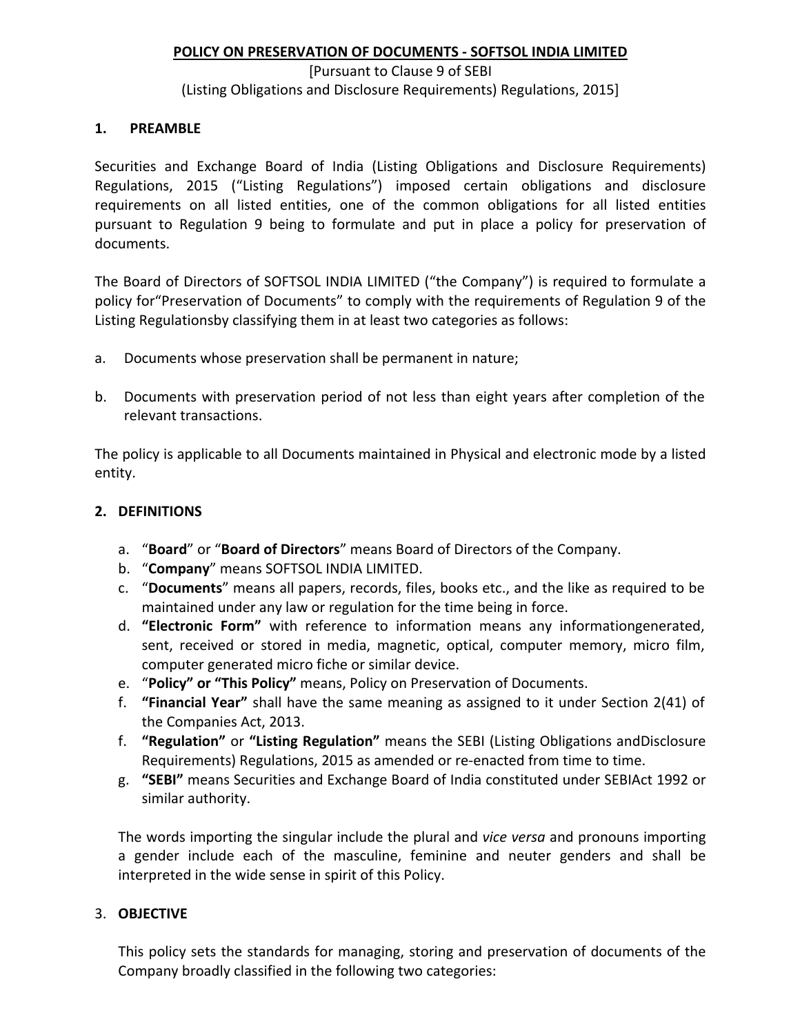# POLICY ON PRESERVATION OF DOCUMENTS - SOFTSOL INDIA LIMITED

[Pursuant to Clause 9 of SEBI (Listing Obligations and Disclosure Requirements) Regulations, 2015]

## 1. PREAMBLE

Securities and Exchange Board of India (Listing Obligations and Disclosure Requirements) Regulations, 2015 ("Listing Regulations") imposed certain obligations and disclosure requirements on all listed entities, one of the common obligations for all listed entities pursuant to Regulation 9 being to formulate and put in place a policy for preservation of documents.

The Board of Directors of SOFTSOL INDIA LIMITED ("the Company") is required to formulate a policy for"Preservation of Documents" to comply with the requirements of Regulation 9 of the Listing Regulationsby classifying them in at least two categories as follows:

a. Documents whose preservation shall be permanent in nature;

b. Documents with preservation period of not less than eight years after completion of the relevant transactions.

The policy is applicable to all Documents maintained in Physical and electronic mode by a listed entity.

## 2. DEFINITIONS

a. "**Board**" or "**Board of Directors**" means Board of Directors of the Company.
b. "**Company**" means SOFTSOL INDIA LIMITED.
c. "**Documents**" means all papers, records, files, books etc., and the like as required to be maintained under any law or regulation for the time being in force.
d. **"Electronic Form"** with reference to information means any informationgenerated, sent, received or stored in media, magnetic, optical, computer memory, micro film, computer generated micro fiche or similar device.
e. "**Policy" or "This Policy"** means, Policy on Preservation of Documents.
f. **"Financial Year"** shall have the same meaning as assigned to it under Section 2(41) of the Companies Act, 2013.
f. **"Regulation"** or **"Listing Regulation"** means the SEBI (Listing Obligations andDisclosure Requirements) Regulations, 2015 as amended or re-enacted from time to time.
g. **"SEBI"** means Securities and Exchange Board of India constituted under SEBIAct 1992 or similar authority.

The words importing the singular include the plural and *vice versa* and pronouns importing a gender include each of the masculine, feminine and neuter genders and shall be interpreted in the wide sense in spirit of this Policy.

## 3. OBJECTIVE

This policy sets the standards for managing, storing and preservation of documents of the Company broadly classified in the following two categories: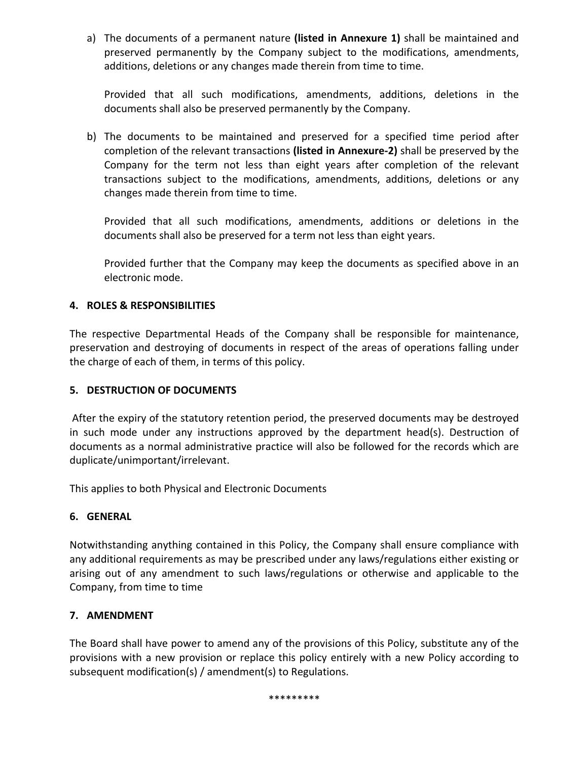a) The documents of a permanent nature **(listed in Annexure 1)** shall be maintained and preserved permanently by the Company subject to the modifications, amendments, additions, deletions or any changes made therein from time to time.

   Provided that all such modifications, amendments, additions, deletions in the documents shall also be preserved permanently by the Company.

b) The documents to be maintained and preserved for a specified time period after completion of the relevant transactions **(listed in Annexure-2)** shall be preserved by the Company for the term not less than eight years after completion of the relevant transactions subject to the modifications, amendments, additions, deletions or any changes made therein from time to time.

   Provided that all such modifications, amendments, additions or deletions in the documents shall also be preserved for a term not less than eight years.

   Provided further that the Company may keep the documents as specified above in an electronic mode.

## 4. ROLES & RESPONSIBILITIES

The respective Departmental Heads of the Company shall be responsible for maintenance, preservation and destroying of documents in respect of the areas of operations falling under the charge of each of them, in terms of this policy.

## 5. DESTRUCTION OF DOCUMENTS

After the expiry of the statutory retention period, the preserved documents may be destroyed in such mode under any instructions approved by the department head(s). Destruction of documents as a normal administrative practice will also be followed for the records which are duplicate/unimportant/irrelevant.

This applies to both Physical and Electronic Documents

## 6. GENERAL

Notwithstanding anything contained in this Policy, the Company shall ensure compliance with any additional requirements as may be prescribed under any laws/regulations either existing or arising out of any amendment to such laws/regulations or otherwise and applicable to the Company, from time to time

## 7. AMENDMENT

The Board shall have power to amend any of the provisions of this Policy, substitute any of the provisions with a new provision or replace this policy entirely with a new Policy according to subsequent modification(s) / amendment(s) to Regulations.

*********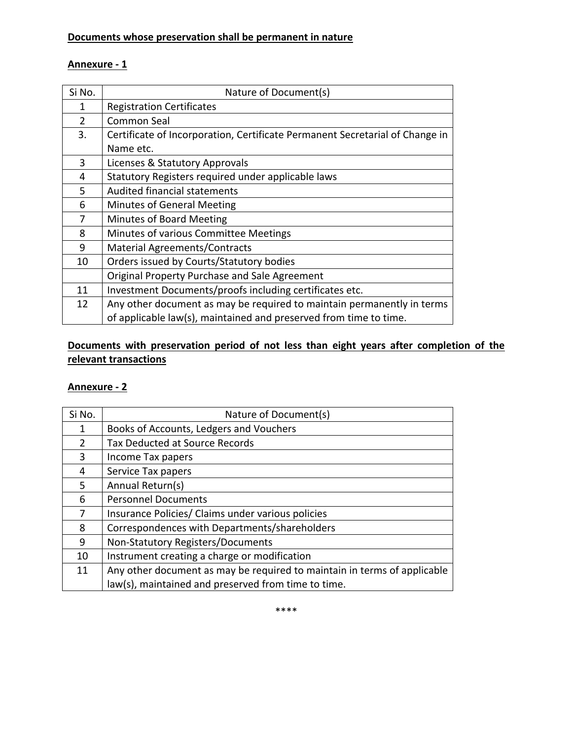**Documents whose preservation shall be permanent in nature**

**Annexure - 1**

| Si No. | Nature of Document(s) |
|---|---|
| 1 | Registration Certificates |
| 2 | Common Seal |
| 3. | Certificate of Incorporation, Certificate Permanent Secretarial of Change in Name etc. |
| 3 | Licenses & Statutory Approvals |
| 4 | Statutory Registers required under applicable laws |
| 5 | Audited financial statements |
| 6 | Minutes of General Meeting |
| 7 | Minutes of Board Meeting |
| 8 | Minutes of various Committee Meetings |
| 9 | Material Agreements/Contracts |
| 10 | Orders issued by Courts/Statutory bodies |
| | Original Property Purchase and Sale Agreement |
| 11 | Investment Documents/proofs including certificates etc. |
| 12 | Any other document as may be required to maintain permanently in terms of applicable law(s), maintained and preserved from time to time. |

**Documents with preservation period of not less than eight years after completion of the relevant transactions**

**Annexure - 2**

| Si No. | Nature of Document(s) |
|---|---|
| 1 | Books of Accounts, Ledgers and Vouchers |
| 2 | Tax Deducted at Source Records |
| 3 | Income Tax papers |
| 4 | Service Tax papers |
| 5 | Annual Return(s) |
| 6 | Personnel Documents |
| 7 | Insurance Policies/ Claims under various policies |
| 8 | Correspondences with Departments/shareholders |
| 9 | Non-Statutory Registers/Documents |
| 10 | Instrument creating a charge or modification |
| 11 | Any other document as may be required to maintain in terms of applicable law(s), maintained and preserved from time to time. |

****